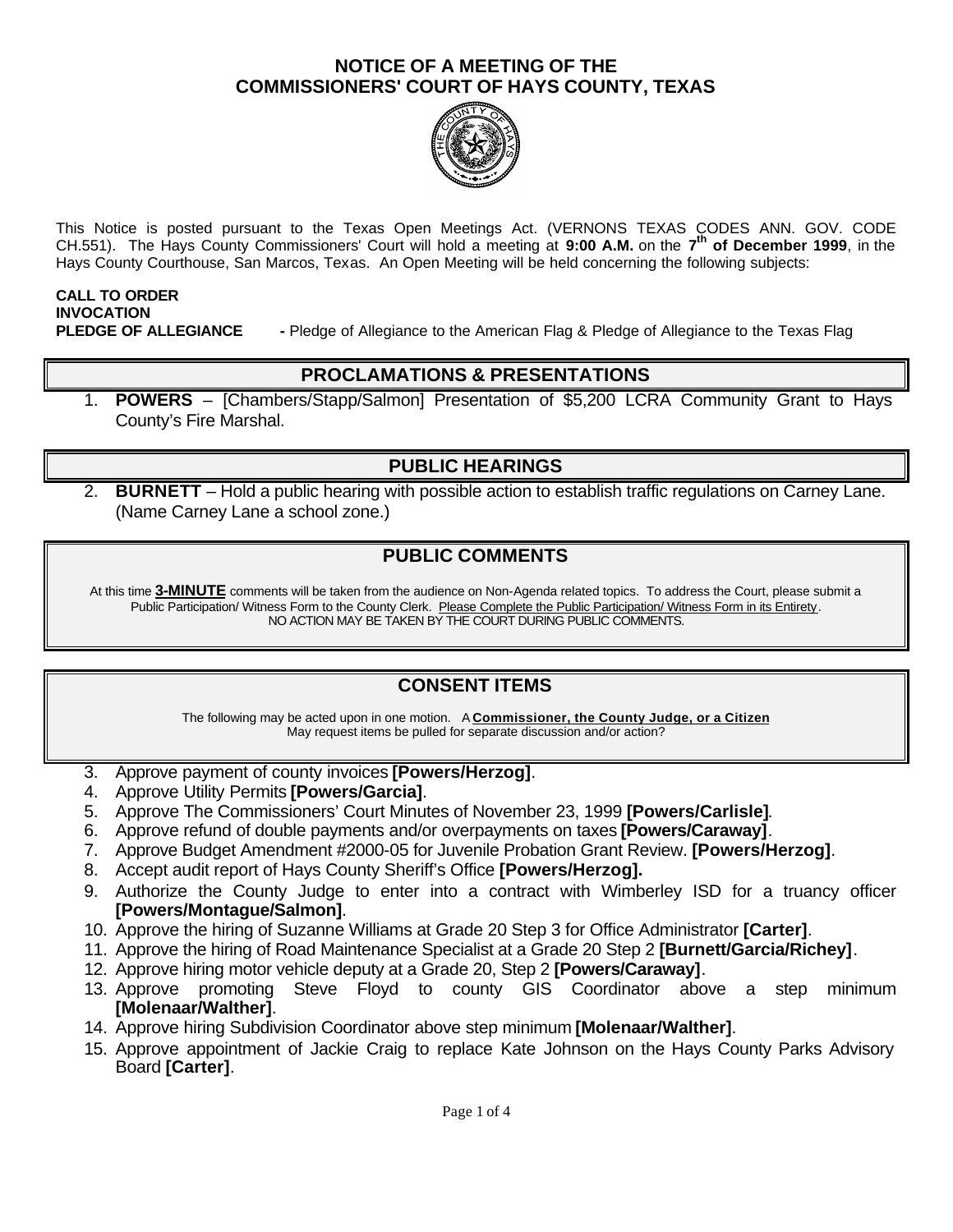# NOTICE OF A MEETING OF THE COMMISSIONERS' COURT OF HAYS COUNTY, TEXAS

This Notice is posted pursuant to the Texas Open Meetings Act. (VERNONS TEXAS CODES ANN. GOV. CODE CH.551). The Hays County Commissioners' Court will hold a meeting at **9:00 A.M.** on the **7th of December 1999**, in the Hays County Courthouse, San Marcos, Texas. An Open Meeting will be held concerning the following subjects:

**CALL TO ORDER**
**INVOCATION**
**PLEDGE OF ALLEGIANCE** - Pledge of Allegiance to the American Flag & Pledge of Allegiance to the Texas Flag

## PROCLAMATIONS & PRESENTATIONS

1. **POWERS** – [Chambers/Stapp/Salmon] Presentation of $5,200 LCRA Community Grant to Hays County's Fire Marshal.

## PUBLIC HEARINGS

2. **BURNETT** – Hold a public hearing with possible action to establish traffic regulations on Carney Lane. (Name Carney Lane a school zone.)

## PUBLIC COMMENTS

At this time **3-MINUTE** comments will be taken from the audience on Non-Agenda related topics. To address the Court, please submit a Public Participation/ Witness Form to the County Clerk. Please Complete the Public Participation/ Witness Form in its Entirety. NO ACTION MAY BE TAKEN BY THE COURT DURING PUBLIC COMMENTS.

## CONSENT ITEMS

The following may be acted upon in one motion. A **Commissioner, the County Judge, or a Citizen** May request items be pulled for separate discussion and/or action?

3. Approve payment of county invoices **[Powers/Herzog]**.
4. Approve Utility Permits **[Powers/Garcia]**.
5. Approve The Commissioners' Court Minutes of November 23, 1999 **[Powers/Carlisle]**.
6. Approve refund of double payments and/or overpayments on taxes **[Powers/Caraway]**.
7. Approve Budget Amendment #2000-05 for Juvenile Probation Grant Review. **[Powers/Herzog]**.
8. Accept audit report of Hays County Sheriff's Office **[Powers/Herzog].**
9. Authorize the County Judge to enter into a contract with Wimberley ISD for a truancy officer **[Powers/Montague/Salmon]**.
10. Approve the hiring of Suzanne Williams at Grade 20 Step 3 for Office Administrator **[Carter]**.
11. Approve the hiring of Road Maintenance Specialist at a Grade 20 Step 2 **[Burnett/Garcia/Richey]**.
12. Approve hiring motor vehicle deputy at a Grade 20, Step 2 **[Powers/Caraway]**.
13. Approve promoting Steve Floyd to county GIS Coordinator above a step minimum **[Molenaar/Walther]**.
14. Approve hiring Subdivision Coordinator above step minimum **[Molenaar/Walther]**.
15. Approve appointment of Jackie Craig to replace Kate Johnson on the Hays County Parks Advisory Board **[Carter]**.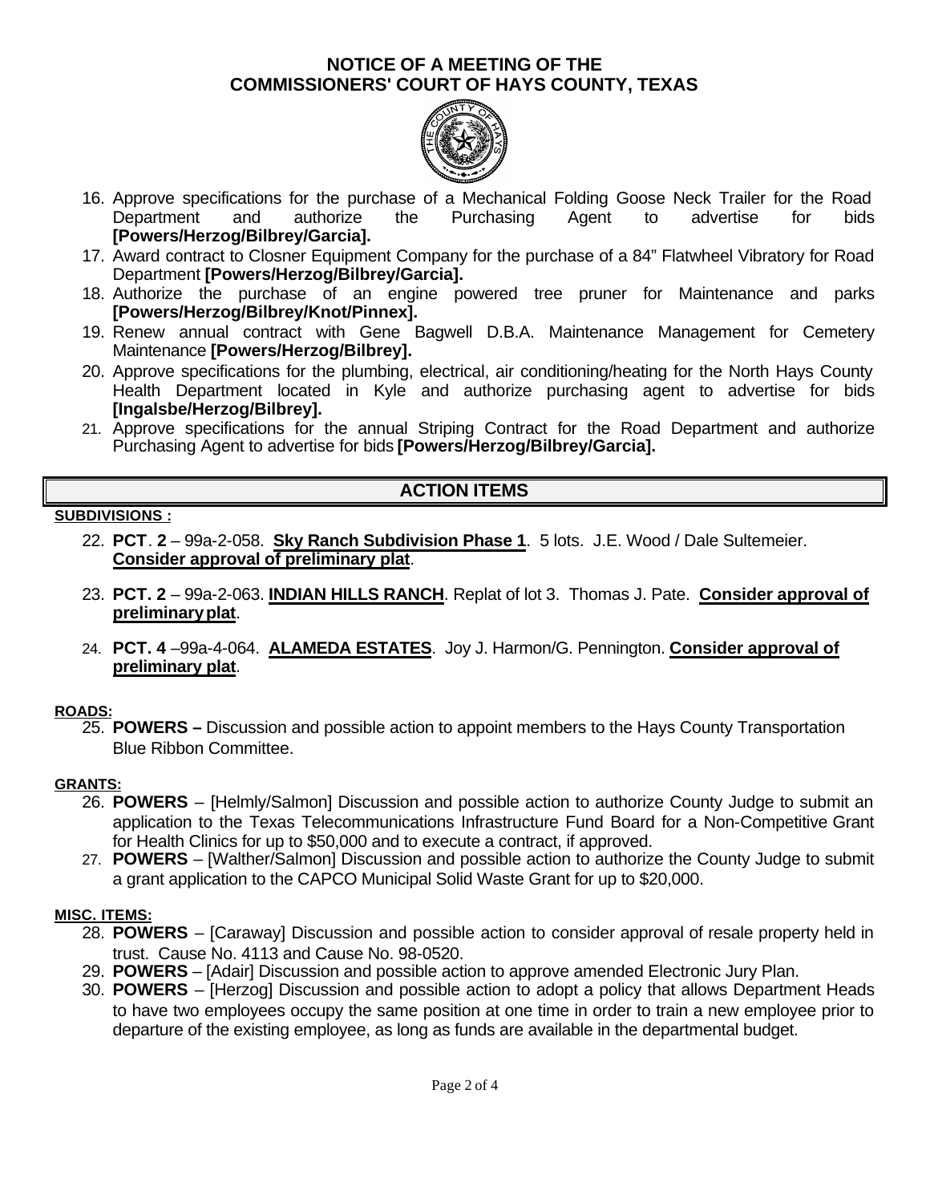# NOTICE OF A MEETING OF THE COMMISSIONERS' COURT OF HAYS COUNTY, TEXAS

16. Approve specifications for the purchase of a Mechanical Folding Goose Neck Trailer for the Road Department and authorize the Purchasing Agent to advertise for bids **[Powers/Herzog/Bilbrey/Garcia].**
17. Award contract to Closner Equipment Company for the purchase of a 84" Flatwheel Vibratory for Road Department **[Powers/Herzog/Bilbrey/Garcia].**
18. Authorize the purchase of an engine powered tree pruner for Maintenance and parks **[Powers/Herzog/Bilbrey/Knot/Pinnex].**
19. Renew annual contract with Gene Bagwell D.B.A. Maintenance Management for Cemetery Maintenance **[Powers/Herzog/Bilbrey].**
20. Approve specifications for the plumbing, electrical, air conditioning/heating for the North Hays County Health Department located in Kyle and authorize purchasing agent to advertise for bids **[Ingalsbe/Herzog/Bilbrey].**
21. Approve specifications for the annual Striping Contract for the Road Department and authorize Purchasing Agent to advertise for bids **[Powers/Herzog/Bilbrey/Garcia].**

## ACTION ITEMS

**SUBDIVISIONS :**

22. **PCT**. **2** – 99a-2-058. **Sky Ranch Subdivision Phase 1**. 5 lots. J.E. Wood / Dale Sultemeier. **Consider approval of preliminary plat**.
23. **PCT. 2** – 99a-2-063. **INDIAN HILLS RANCH**. Replat of lot 3. Thomas J. Pate. **Consider approval of preliminary plat**.
24. **PCT. 4** –99a-4-064. **ALAMEDA ESTATES**. Joy J. Harmon/G. Pennington. **Consider approval of preliminary plat**.

**ROADS:**

25. **POWERS –** Discussion and possible action to appoint members to the Hays County Transportation Blue Ribbon Committee.

**GRANTS:**

26. **POWERS** – [Helmly/Salmon] Discussion and possible action to authorize County Judge to submit an application to the Texas Telecommunications Infrastructure Fund Board for a Non-Competitive Grant for Health Clinics for up to $50,000 and to execute a contract, if approved.
27. **POWERS** – [Walther/Salmon] Discussion and possible action to authorize the County Judge to submit a grant application to the CAPCO Municipal Solid Waste Grant for up to $20,000.

**MISC. ITEMS:**

28. **POWERS** – [Caraway] Discussion and possible action to consider approval of resale property held in trust. Cause No. 4113 and Cause No. 98-0520.
29. **POWERS** – [Adair] Discussion and possible action to approve amended Electronic Jury Plan.
30. **POWERS** – [Herzog] Discussion and possible action to adopt a policy that allows Department Heads to have two employees occupy the same position at one time in order to train a new employee prior to departure of the existing employee, as long as funds are available in the departmental budget.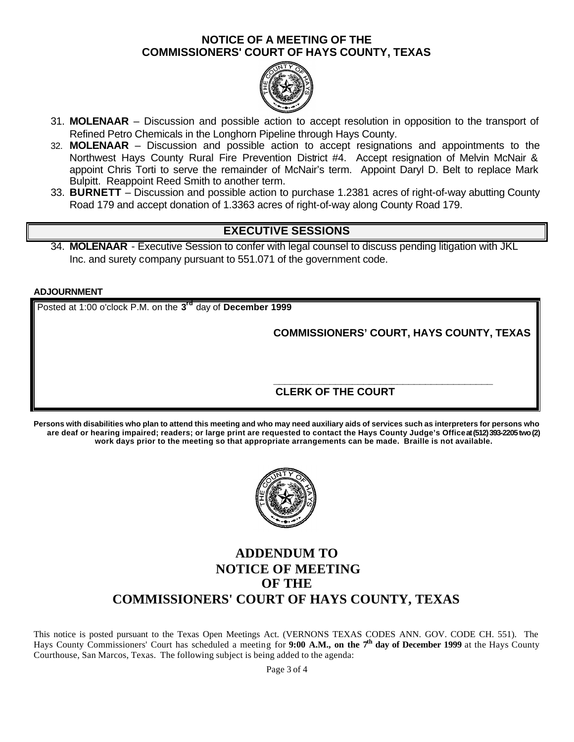## NOTICE OF A MEETING OF THE COMMISSIONERS' COURT OF HAYS COUNTY, TEXAS

31. **MOLENAAR** – Discussion and possible action to accept resolution in opposition to the transport of Refined Petro Chemicals in the Longhorn Pipeline through Hays County.
32. **MOLENAAR** – Discussion and possible action to accept resignations and appointments to the Northwest Hays County Rural Fire Prevention District #4. Accept resignation of Melvin McNair & appoint Chris Torti to serve the remainder of McNair's term. Appoint Daryl D. Belt to replace Mark Bulpitt. Reappoint Reed Smith to another term.
33. **BURNETT** – Discussion and possible action to purchase 1.2381 acres of right-of-way abutting County Road 179 and accept donation of 1.3363 acres of right-of-way along County Road 179.

## EXECUTIVE SESSIONS

34. **MOLENAAR** - Executive Session to confer with legal counsel to discuss pending litigation with JKL Inc. and surety company pursuant to 551.071 of the government code.

**ADJOURNMENT**

Posted at 1:00 o'clock P.M. on the **3rd** day of **December 1999**

**COMMISSIONERS' COURT, HAYS COUNTY, TEXAS**

\_\_\_\_\_\_\_\_\_\_\_\_\_\_\_\_\_\_\_\_\_\_\_\_\_\_\_\_\_\_\_\_\_\_\_\_\_\_\_\_

**CLERK OF THE COURT**

**Persons with disabilities who plan to attend this meeting and who may need auxiliary aids of services such as interpreters for persons who are deaf or hearing impaired; readers; or large print are requested to contact the Hays County Judge's Office at (512) 393-2205 two (2) work days prior to the meeting so that appropriate arrangements can be made. Braille is not available.**

# ADDENDUM TO NOTICE OF MEETING OF THE COMMISSIONERS' COURT OF HAYS COUNTY, TEXAS

This notice is posted pursuant to the Texas Open Meetings Act. (VERNONS TEXAS CODES ANN. GOV. CODE CH. 551). The Hays County Commissioners' Court has scheduled a meeting for **9:00 A.M., on the 7th day of December 1999** at the Hays County Courthouse, San Marcos, Texas. The following subject is being added to the agenda: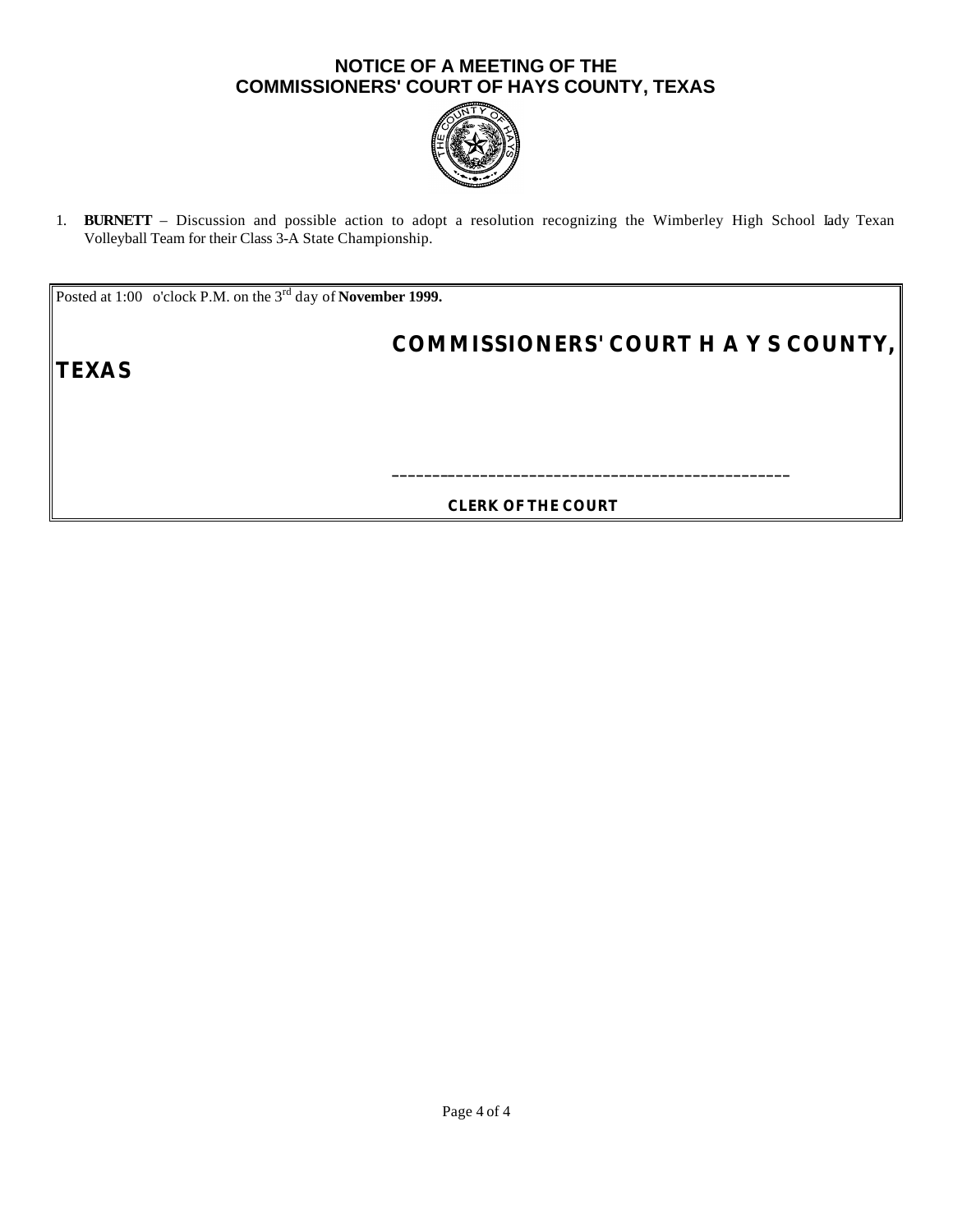# NOTICE OF A MEETING OF THE COMMISSIONERS' COURT OF HAYS COUNTY, TEXAS

1. **BURNETT** – Discussion and possible action to adopt a resolution recognizing the Wimberley High School Lady Texan Volleyball Team for their Class 3-A State Championship.

Posted at 1:00 o'clock P.M. on the 3rd day of **November 1999.**

**COMMISSIONERS' COURT HAYS COUNTY, TEXAS**

\_\_\_\_\_\_\_\_\_\_\_\_\_\_\_\_\_\_\_\_\_\_\_\_\_\_\_\_\_\_\_\_\_\_\_\_\_\_\_\_\_\_\_\_

**CLERK OF THE COURT**